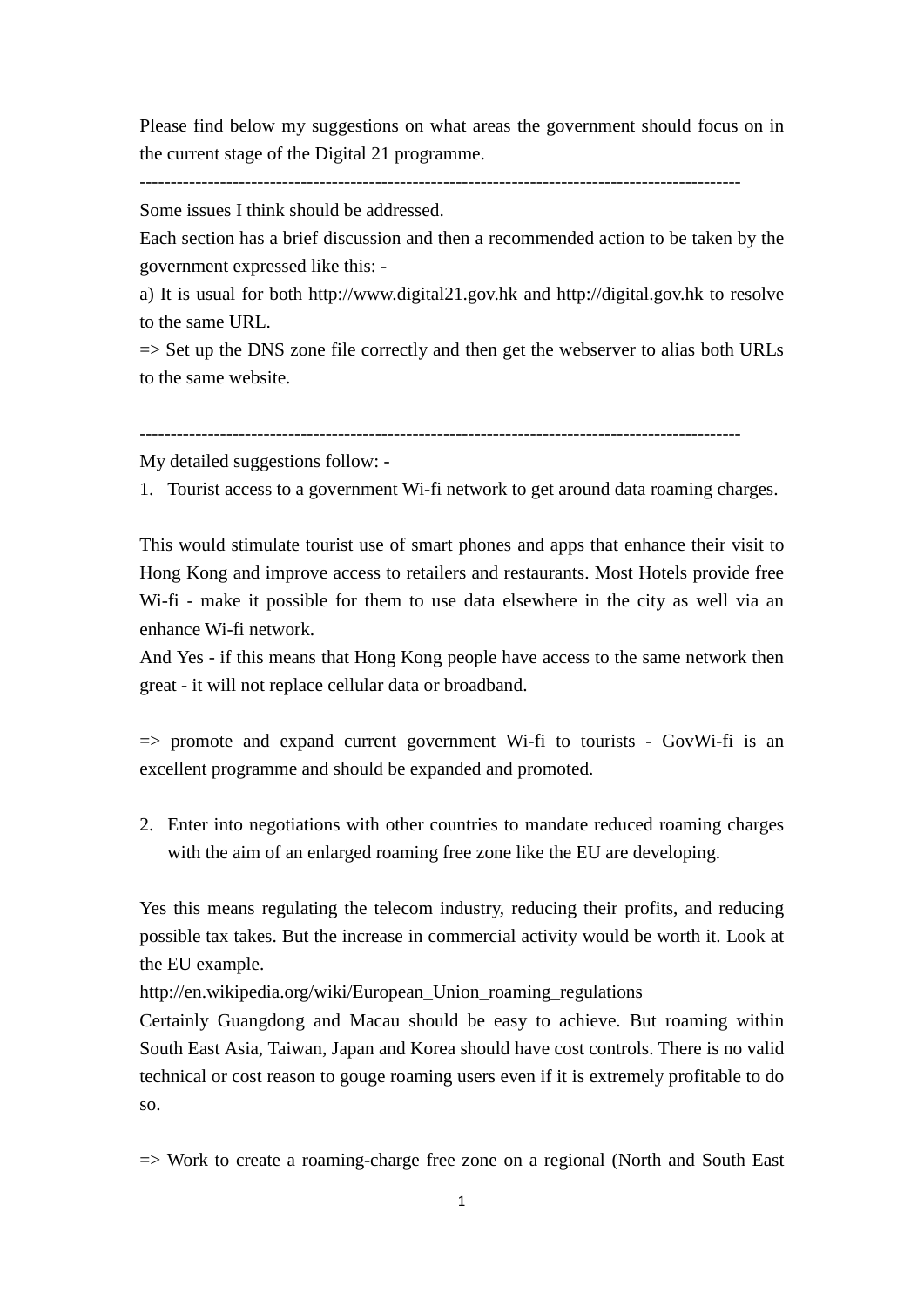Please find below my suggestions on what areas the government should focus on in the current stage of the Digital 21 programme.

------------------------------------------------------------------------------------------------

Some issues I think should be addressed.

Each section has a brief discussion and then a recommended action to be taken by the government expressed like this: -

a) It is usual for both http://www.digital21.gov.hk and http://digital.gov.hk to resolve to the same URL.

=> Set up the DNS zone file correctly and then get the webserver to alias both URLs to the same website.

------------------------------------------------------------------------------------------------

My detailed suggestions follow: -

1. Tourist access to a government Wi-fi network to get around data roaming charges.

This would stimulate tourist use of smart phones and apps that enhance their visit to Hong Kong and improve access to retailers and restaurants. Most Hotels provide free Wi-fi - make it possible for them to use data elsewhere in the city as well via an enhance Wi-fi network.

And Yes - if this means that Hong Kong people have access to the same network then great - it will not replace cellular data or broadband.

=> promote and expand current government Wi-fi to tourists - GovWi-fi is an excellent programme and should be expanded and promoted.

2. Enter into negotiations with other countries to mandate reduced roaming charges with the aim of an enlarged roaming free zone like the EU are developing.

Yes this means regulating the telecom industry, reducing their profits, and reducing possible tax takes. But the increase in commercial activity would be worth it. Look at the EU example.

http://en.wikipedia.org/wiki/European_Union_roaming_regulations

Certainly Guangdong and Macau should be easy to achieve. But roaming within South East Asia, Taiwan, Japan and Korea should have cost controls. There is no valid technical or cost reason to gouge roaming users even if it is extremely profitable to do so.

=> Work to create a roaming-charge free zone on a regional (North and South East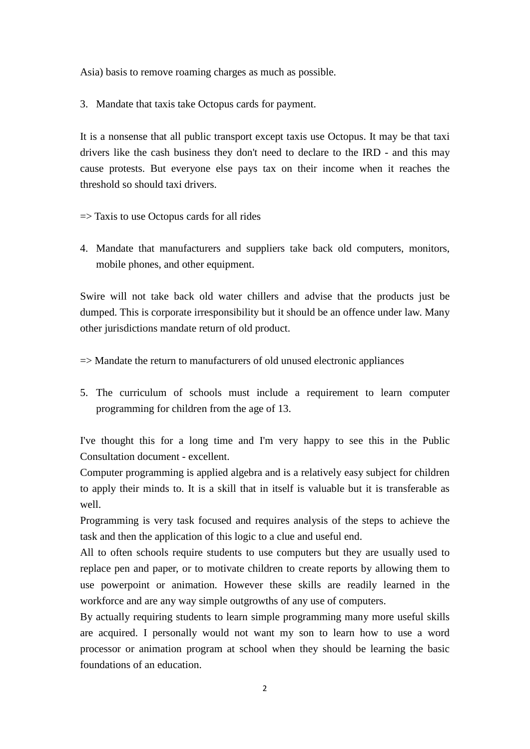Asia) basis to remove roaming charges as much as possible.

3. Mandate that taxis take Octopus cards for payment.

It is a nonsense that all public transport except taxis use Octopus. It may be that taxi drivers like the cash business they don't need to declare to the IRD - and this may cause protests. But everyone else pays tax on their income when it reaches the threshold so should taxi drivers.

=> Taxis to use Octopus cards for all rides

4. Mandate that manufacturers and suppliers take back old computers, monitors, mobile phones, and other equipment.

Swire will not take back old water chillers and advise that the products just be dumped. This is corporate irresponsibility but it should be an offence under law. Many other jurisdictions mandate return of old product.

=> Mandate the return to manufacturers of old unused electronic appliances

5. The curriculum of schools must include a requirement to learn computer programming for children from the age of 13.

I've thought this for a long time and I'm very happy to see this in the Public Consultation document - excellent.
Computer programming is applied algebra and is a relatively easy subject for children to apply their minds to. It is a skill that in itself is valuable but it is transferable as well.
Programming is very task focused and requires analysis of the steps to achieve the task and then the application of this logic to a clue and useful end.
All to often schools require students to use computers but they are usually used to replace pen and paper, or to motivate children to create reports by allowing them to use powerpoint or animation. However these skills are readily learned in the workforce and are any way simple outgrowths of any use of computers.
By actually requiring students to learn simple programming many more useful skills are acquired. I personally would not want my son to learn how to use a word processor or animation program at school when they should be learning the basic foundations of an education.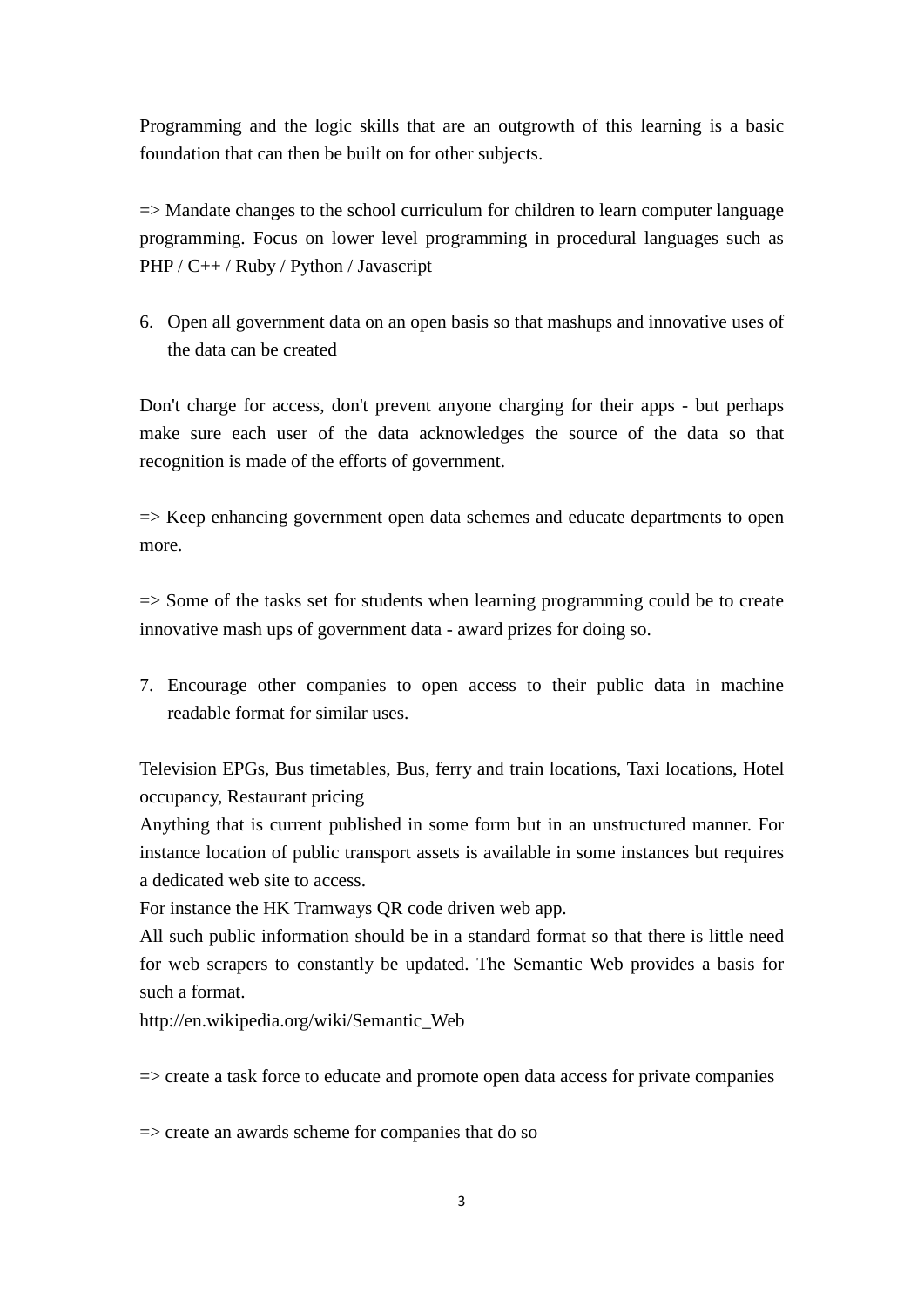Programming and the logic skills that are an outgrowth of this learning is a basic foundation that can then be built on for other subjects.

=> Mandate changes to the school curriculum for children to learn computer language programming. Focus on lower level programming in procedural languages such as PHP / C++ / Ruby / Python / Javascript

6. Open all government data on an open basis so that mashups and innovative uses of the data can be created

Don't charge for access, don't prevent anyone charging for their apps - but perhaps make sure each user of the data acknowledges the source of the data so that recognition is made of the efforts of government.

=> Keep enhancing government open data schemes and educate departments to open more.

=> Some of the tasks set for students when learning programming could be to create innovative mash ups of government data - award prizes for doing so.

7. Encourage other companies to open access to their public data in machine readable format for similar uses.

Television EPGs, Bus timetables, Bus, ferry and train locations, Taxi locations, Hotel occupancy, Restaurant pricing
Anything that is current published in some form but in an unstructured manner. For instance location of public transport assets is available in some instances but requires a dedicated web site to access.
For instance the HK Tramways QR code driven web app.
All such public information should be in a standard format so that there is little need for web scrapers to constantly be updated. The Semantic Web provides a basis for such a format.
http://en.wikipedia.org/wiki/Semantic_Web

=> create a task force to educate and promote open data access for private companies

=> create an awards scheme for companies that do so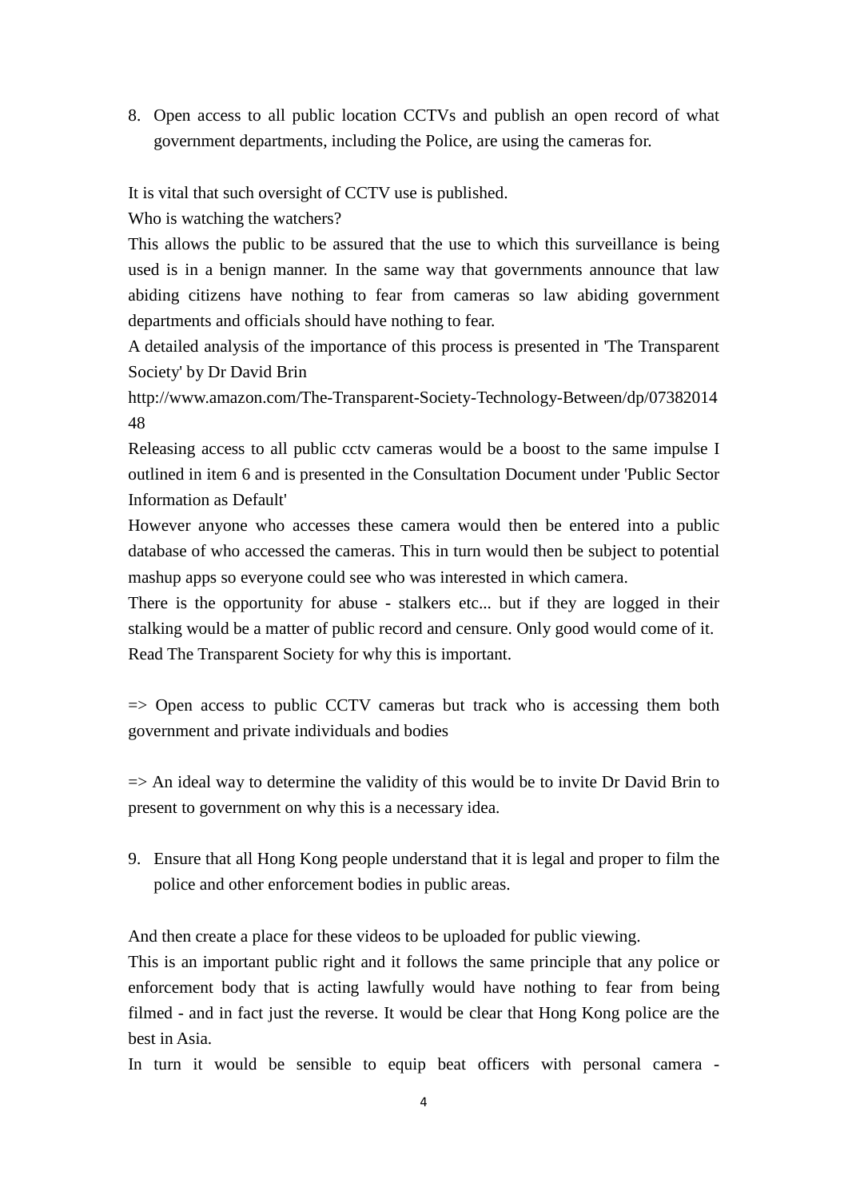8. Open access to all public location CCTVs and publish an open record of what government departments, including the Police, are using the cameras for.

It is vital that such oversight of CCTV use is published.

Who is watching the watchers?

This allows the public to be assured that the use to which this surveillance is being used is in a benign manner. In the same way that governments announce that law abiding citizens have nothing to fear from cameras so law abiding government departments and officials should have nothing to fear.

A detailed analysis of the importance of this process is presented in 'The Transparent Society' by Dr David Brin

http://www.amazon.com/The-Transparent-Society-Technology-Between/dp/0738201448

Releasing access to all public cctv cameras would be a boost to the same impulse I outlined in item 6 and is presented in the Consultation Document under 'Public Sector Information as Default'

However anyone who accesses these camera would then be entered into a public database of who accessed the cameras. This in turn would then be subject to potential mashup apps so everyone could see who was interested in which camera.

There is the opportunity for abuse - stalkers etc... but if they are logged in their stalking would be a matter of public record and censure. Only good would come of it.

Read The Transparent Society for why this is important.

=> Open access to public CCTV cameras but track who is accessing them both government and private individuals and bodies

=> An ideal way to determine the validity of this would be to invite Dr David Brin to present to government on why this is a necessary idea.

9. Ensure that all Hong Kong people understand that it is legal and proper to film the police and other enforcement bodies in public areas.

And then create a place for these videos to be uploaded for public viewing.

This is an important public right and it follows the same principle that any police or enforcement body that is acting lawfully would have nothing to fear from being filmed - and in fact just the reverse. It would be clear that Hong Kong police are the best in Asia.

In turn it would be sensible to equip beat officers with personal camera -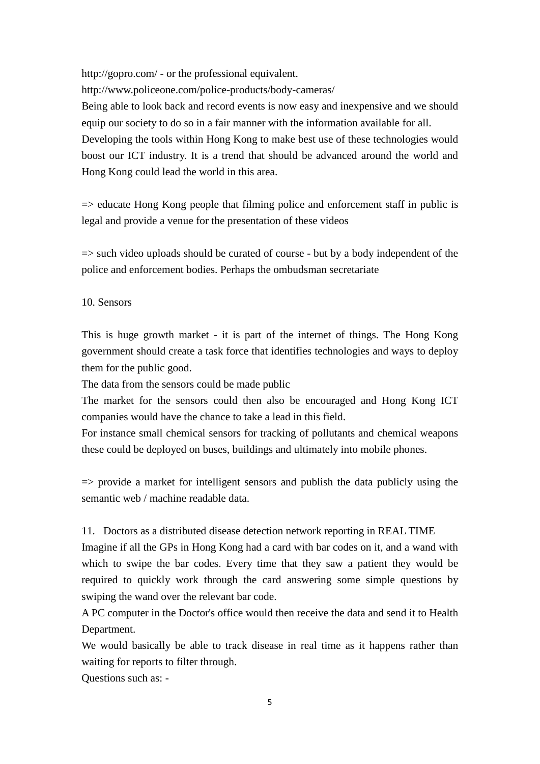http://gopro.com/ - or the professional equivalent.

http://www.policeone.com/police-products/body-cameras/

Being able to look back and record events is now easy and inexpensive and we should equip our society to do so in a fair manner with the information available for all.

Developing the tools within Hong Kong to make best use of these technologies would boost our ICT industry. It is a trend that should be advanced around the world and Hong Kong could lead the world in this area.

=> educate Hong Kong people that filming police and enforcement staff in public is legal and provide a venue for the presentation of these videos

=> such video uploads should be curated of course - but by a body independent of the police and enforcement bodies. Perhaps the ombudsman secretariate

10. Sensors

This is huge growth market - it is part of the internet of things. The Hong Kong government should create a task force that identifies technologies and ways to deploy them for the public good.

The data from the sensors could be made public

The market for the sensors could then also be encouraged and Hong Kong ICT companies would have the chance to take a lead in this field.

For instance small chemical sensors for tracking of pollutants and chemical weapons these could be deployed on buses, buildings and ultimately into mobile phones.

=> provide a market for intelligent sensors and publish the data publicly using the semantic web / machine readable data.

11. Doctors as a distributed disease detection network reporting in REAL TIME

Imagine if all the GPs in Hong Kong had a card with bar codes on it, and a wand with which to swipe the bar codes. Every time that they saw a patient they would be required to quickly work through the card answering some simple questions by swiping the wand over the relevant bar code.

A PC computer in the Doctor's office would then receive the data and send it to Health Department.

We would basically be able to track disease in real time as it happens rather than waiting for reports to filter through.

Questions such as: -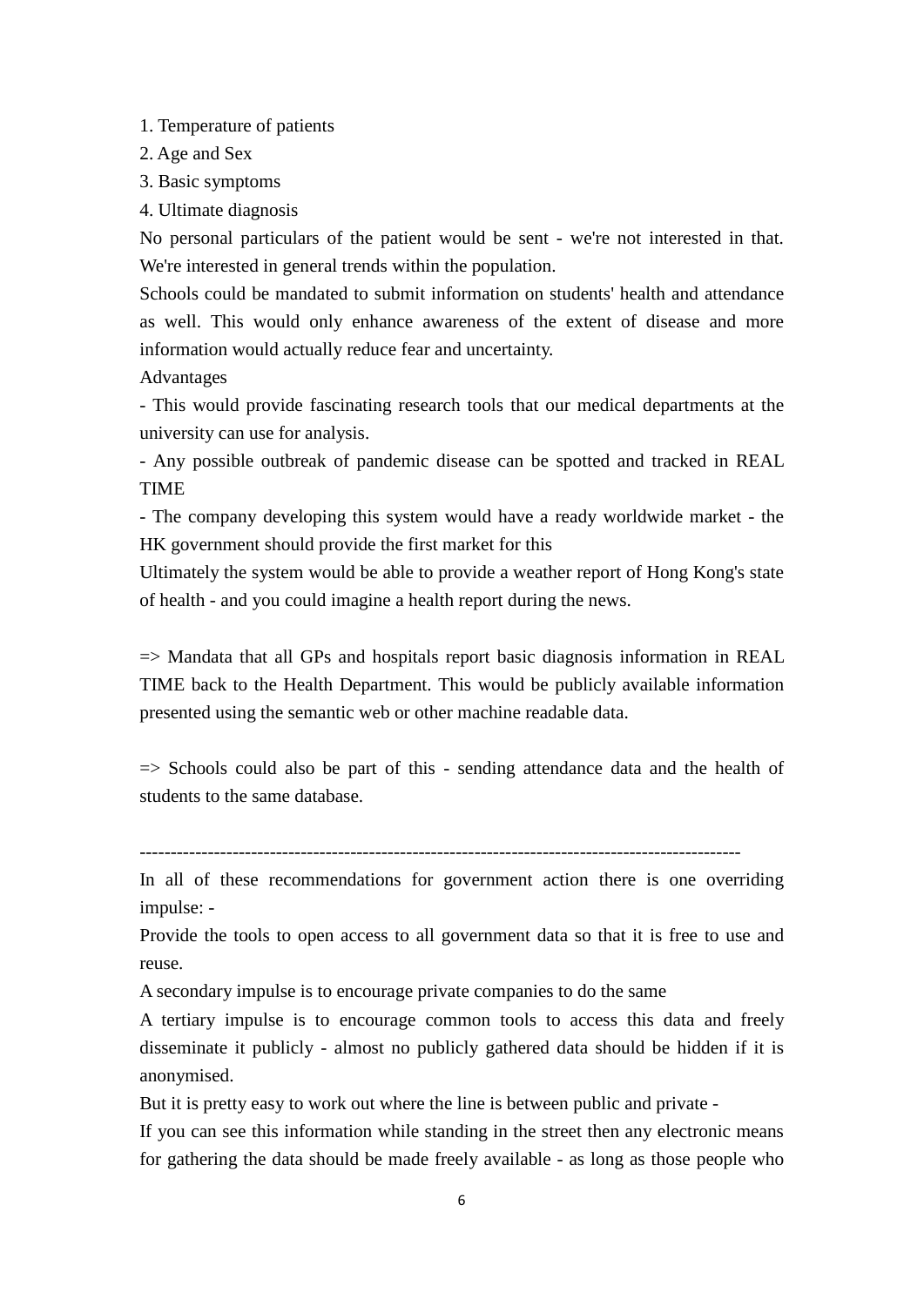1. Temperature of patients
2. Age and Sex
3. Basic symptoms
4. Ultimate diagnosis

No personal particulars of the patient would be sent - we're not interested in that. We're interested in general trends within the population.

Schools could be mandated to submit information on students' health and attendance as well. This would only enhance awareness of the extent of disease and more information would actually reduce fear and uncertainty.

Advantages

- This would provide fascinating research tools that our medical departments at the university can use for analysis.
- Any possible outbreak of pandemic disease can be spotted and tracked in REAL TIME
- The company developing this system would have a ready worldwide market - the HK government should provide the first market for this

Ultimately the system would be able to provide a weather report of Hong Kong's state of health - and you could imagine a health report during the news.

=> Mandata that all GPs and hospitals report basic diagnosis information in REAL TIME back to the Health Department. This would be publicly available information presented using the semantic web or other machine readable data.

=> Schools could also be part of this - sending attendance data and the health of students to the same database.

----------------------------------------------------------------------------------------------------

In all of these recommendations for government action there is one overriding impulse: -

Provide the tools to open access to all government data so that it is free to use and reuse.

A secondary impulse is to encourage private companies to do the same

A tertiary impulse is to encourage common tools to access this data and freely disseminate it publicly - almost no publicly gathered data should be hidden if it is anonymised.

But it is pretty easy to work out where the line is between public and private -

If you can see this information while standing in the street then any electronic means for gathering the data should be made freely available - as long as those people who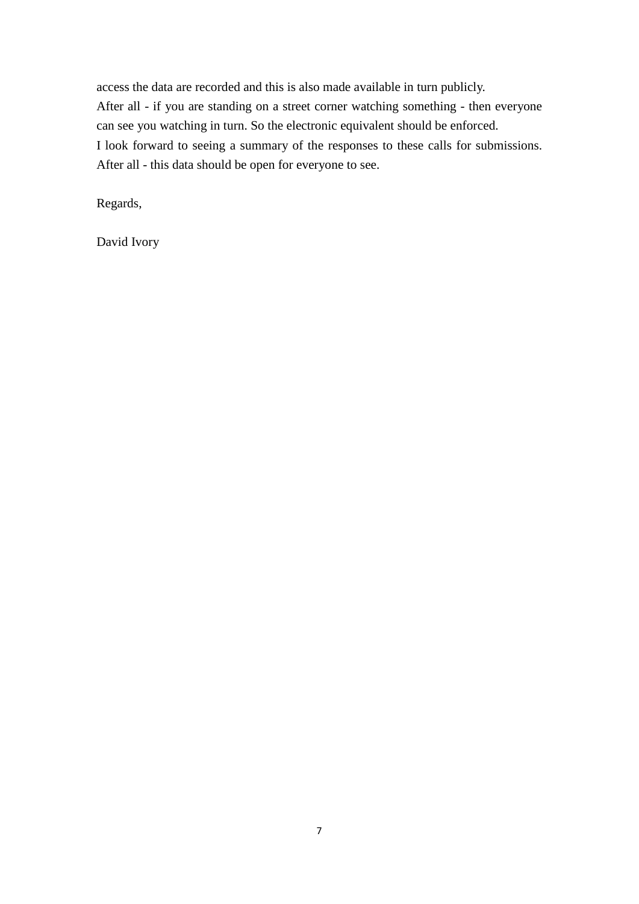access the data are recorded and this is also made available in turn publicly.
After all - if you are standing on a street corner watching something - then everyone can see you watching in turn. So the electronic equivalent should be enforced.
I look forward to seeing a summary of the responses to these calls for submissions. After all - this data should be open for everyone to see.

Regards,

David Ivory